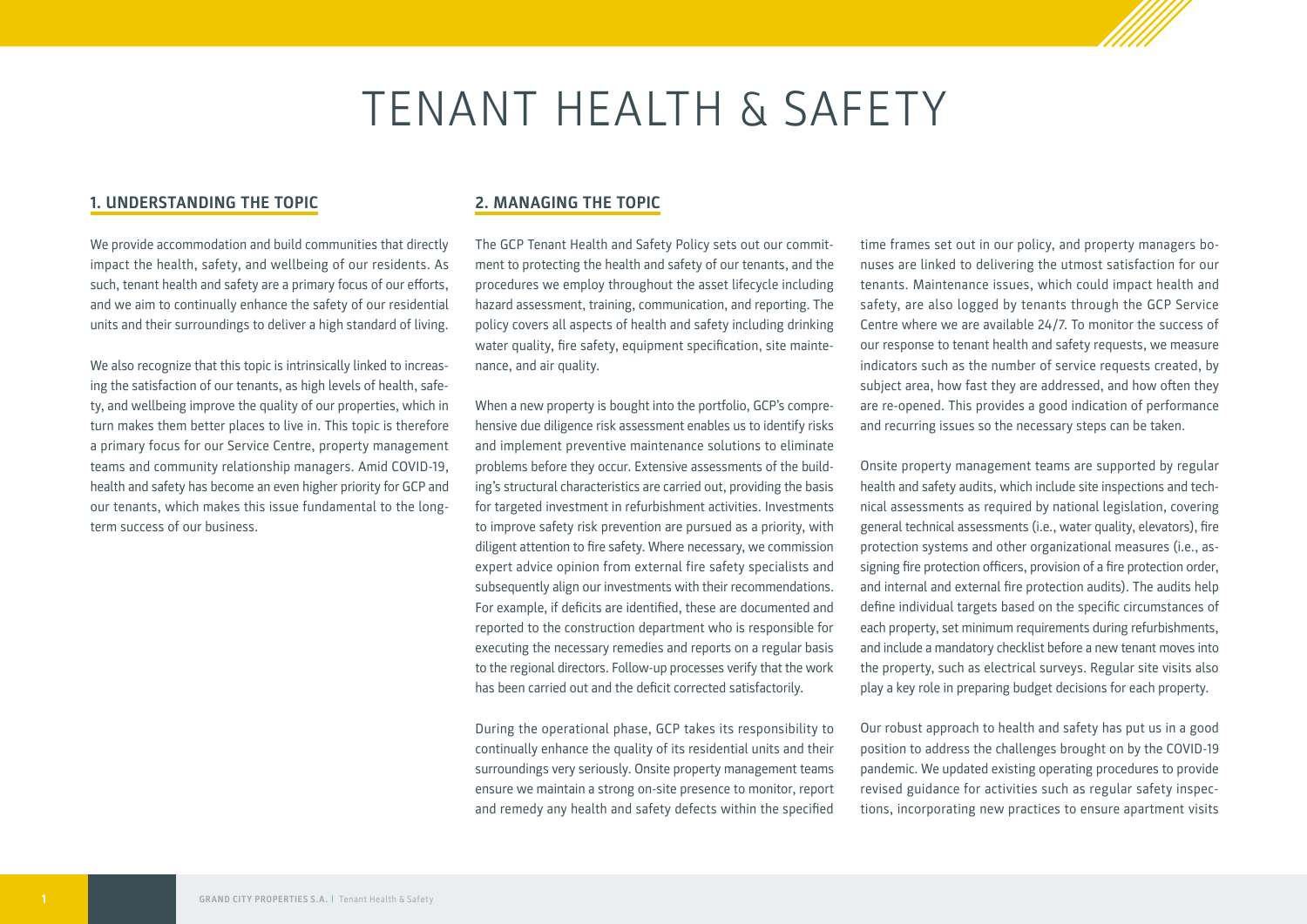# TENANT HEALTH & SAFETY

## 1. UNDERSTANDING THE TOPIC

We provide accommodation and build communities that directly impact the health, safety, and wellbeing of our residents. As such, tenant health and safety are a primary focus of our efforts, and we aim to continually enhance the safety of our residential units and their surroundings to deliver a high standard of living.

We also recognize that this topic is intrinsically linked to increasing the satisfaction of our tenants, as high levels of health, safety, and wellbeing improve the quality of our properties, which in turn makes them better places to live in. This topic is therefore a primary focus for our Service Centre, property management teams and community relationship managers. Amid COVID-19, health and safety has become an even higher priority for GCP and our tenants, which makes this issue fundamental to the long-term success of our business.

## 2. MANAGING THE TOPIC

The GCP Tenant Health and Safety Policy sets out our commitment to protecting the health and safety of our tenants, and the procedures we employ throughout the asset lifecycle including hazard assessment, training, communication, and reporting. The policy covers all aspects of health and safety including drinking water quality, fire safety, equipment specification, site maintenance, and air quality.

When a new property is bought into the portfolio, GCP's comprehensive due diligence risk assessment enables us to identify risks and implement preventive maintenance solutions to eliminate problems before they occur. Extensive assessments of the building's structural characteristics are carried out, providing the basis for targeted investment in refurbishment activities. Investments to improve safety risk prevention are pursued as a priority, with diligent attention to fire safety. Where necessary, we commission expert advice opinion from external fire safety specialists and subsequently align our investments with their recommendations. For example, if deficits are identified, these are documented and reported to the construction department who is responsible for executing the necessary remedies and reports on a regular basis to the regional directors. Follow-up processes verify that the work has been carried out and the deficit corrected satisfactorily.

During the operational phase, GCP takes its responsibility to continually enhance the quality of its residential units and their surroundings very seriously. Onsite property management teams ensure we maintain a strong on-site presence to monitor, report and remedy any health and safety defects within the specified time frames set out in our policy, and property managers bonuses are linked to delivering the utmost satisfaction for our tenants. Maintenance issues, which could impact health and safety, are also logged by tenants through the GCP Service Centre where we are available 24/7. To monitor the success of our response to tenant health and safety requests, we measure indicators such as the number of service requests created, by subject area, how fast they are addressed, and how often they are re-opened. This provides a good indication of performance and recurring issues so the necessary steps can be taken.

Onsite property management teams are supported by regular health and safety audits, which include site inspections and technical assessments as required by national legislation, covering general technical assessments (i.e., water quality, elevators), fire protection systems and other organizational measures (i.e., assigning fire protection officers, provision of a fire protection order, and internal and external fire protection audits). The audits help define individual targets based on the specific circumstances of each property, set minimum requirements during refurbishments, and include a mandatory checklist before a new tenant moves into the property, such as electrical surveys. Regular site visits also play a key role in preparing budget decisions for each property.

Our robust approach to health and safety has put us in a good position to address the challenges brought on by the COVID-19 pandemic. We updated existing operating procedures to provide revised guidance for activities such as regular safety inspections, incorporating new practices to ensure apartment visits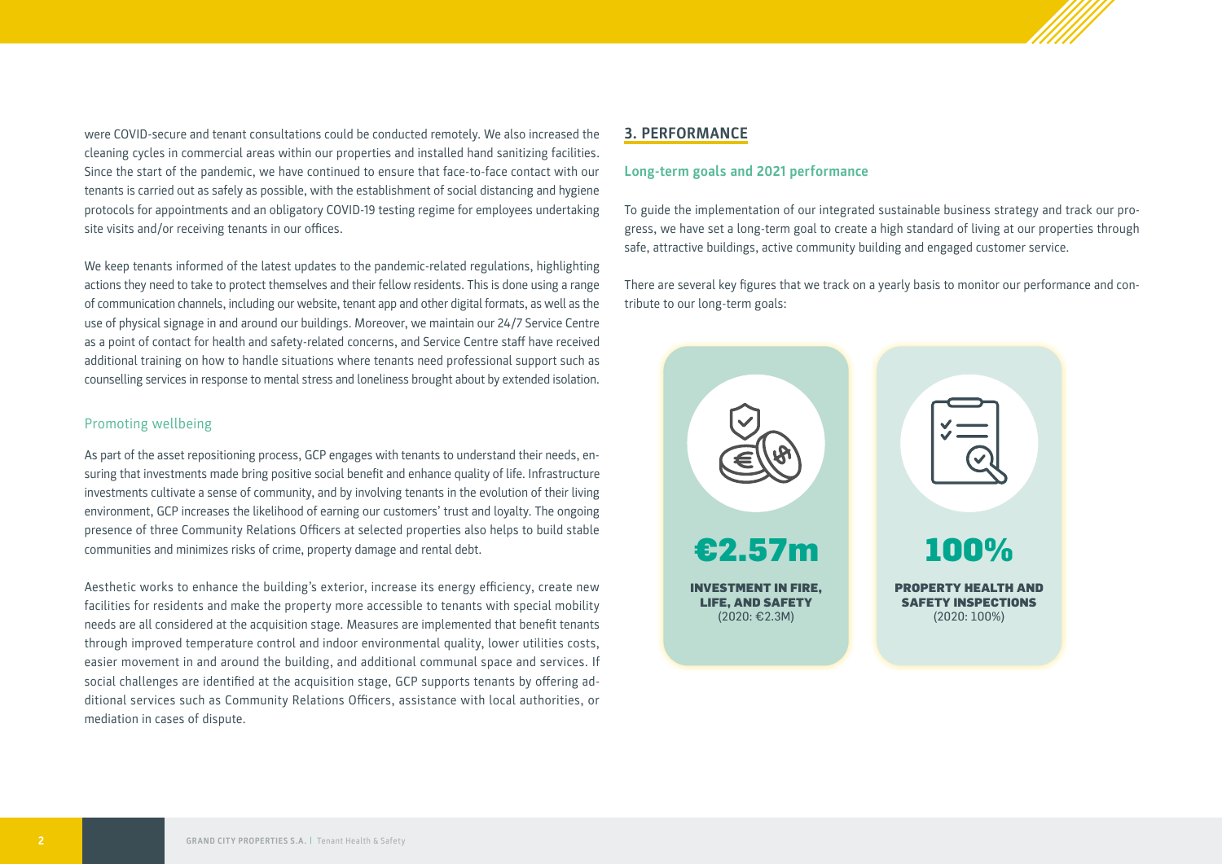were COVID-secure and tenant consultations could be conducted remotely. We also increased the cleaning cycles in commercial areas within our properties and installed hand sanitizing facilities. Since the start of the pandemic, we have continued to ensure that face-to-face contact with our tenants is carried out as safely as possible, with the establishment of social distancing and hygiene protocols for appointments and an obligatory COVID-19 testing regime for employees undertaking site visits and/or receiving tenants in our offices.

We keep tenants informed of the latest updates to the pandemic-related regulations, highlighting actions they need to take to protect themselves and their fellow residents. This is done using a range of communication channels, including our website, tenant app and other digital formats, as well as the use of physical signage in and around our buildings. Moreover, we maintain our 24/7 Service Centre as a point of contact for health and safety-related concerns, and Service Centre staff have received additional training on how to handle situations where tenants need professional support such as counselling services in response to mental stress and loneliness brought about by extended isolation.

### Promoting wellbeing

As part of the asset repositioning process, GCP engages with tenants to understand their needs, ensuring that investments made bring positive social benefit and enhance quality of life. Infrastructure investments cultivate a sense of community, and by involving tenants in the evolution of their living environment, GCP increases the likelihood of earning our customers' trust and loyalty. The ongoing presence of three Community Relations Officers at selected properties also helps to build stable communities and minimizes risks of crime, property damage and rental debt.

Aesthetic works to enhance the building's exterior, increase its energy efficiency, create new facilities for residents and make the property more accessible to tenants with special mobility needs are all considered at the acquisition stage. Measures are implemented that benefit tenants through improved temperature control and indoor environmental quality, lower utilities costs, easier movement in and around the building, and additional communal space and services. If social challenges are identified at the acquisition stage, GCP supports tenants by offering additional services such as Community Relations Officers, assistance with local authorities, or mediation in cases of dispute.

## 3. PERFORMANCE

### Long-term goals and 2021 performance

To guide the implementation of our integrated sustainable business strategy and track our progress, we have set a long-term goal to create a high standard of living at our properties through safe, attractive buildings, active community building and engaged customer service.

There are several key figures that we track on a yearly basis to monitor our performance and contribute to our long-term goals:

**€2.57m**

**INVESTMENT IN FIRE, LIFE, AND SAFETY**
(2020: €2.3M)

**100%**

**PROPERTY HEALTH AND SAFETY INSPECTIONS**
(2020: 100%)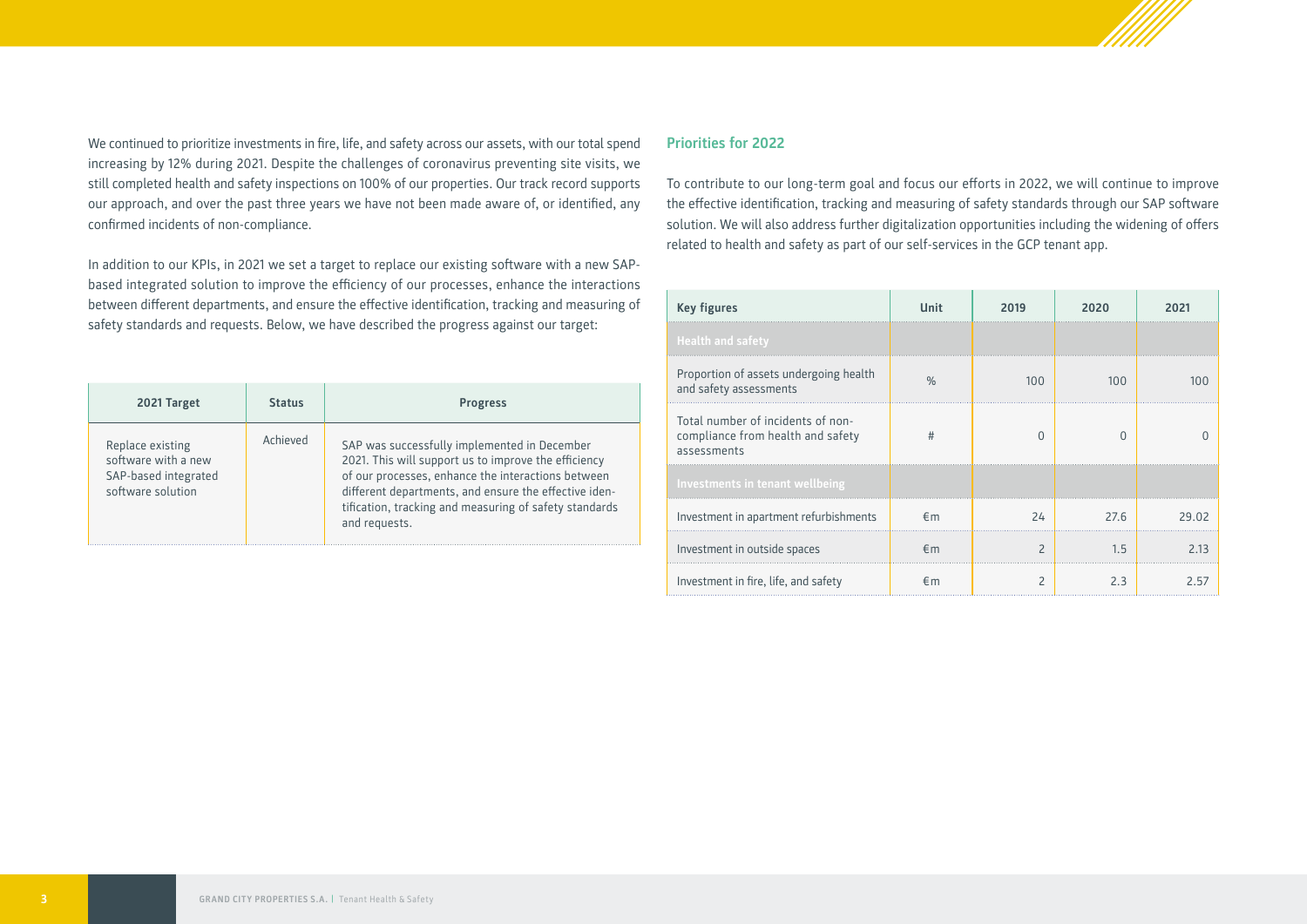We continued to prioritize investments in fire, life, and safety across our assets, with our total spend increasing by 12% during 2021. Despite the challenges of coronavirus preventing site visits, we still completed health and safety inspections on 100% of our properties. Our track record supports our approach, and over the past three years we have not been made aware of, or identified, any confirmed incidents of non-compliance.

In addition to our KPIs, in 2021 we set a target to replace our existing software with a new SAP-based integrated solution to improve the efficiency of our processes, enhance the interactions between different departments, and ensure the effective identification, tracking and measuring of safety standards and requests. Below, we have described the progress against our target:

| 2021 Target | Status | Progress |
|---|---|---|
| Replace existing software with a new SAP-based integrated software solution | Achieved | SAP was successfully implemented in December 2021. This will support us to improve the efficiency of our processes, enhance the interactions between different departments, and ensure the effective identification, tracking and measuring of safety standards and requests. |

## Priorities for 2022

To contribute to our long-term goal and focus our efforts in 2022, we will continue to improve the effective identification, tracking and measuring of safety standards through our SAP software solution. We will also address further digitalization opportunities including the widening of offers related to health and safety as part of our self-services in the GCP tenant app.

| Key figures | Unit | 2019 | 2020 | 2021 |
|---|---|---|---|---|
| **Health and safety** | | | | |
| Proportion of assets undergoing health and safety assessments | % | 100 | 100 | 100 |
| Total number of incidents of non-compliance from health and safety assessments | # | 0 | 0 | 0 |
| **Investments in tenant wellbeing** | | | | |
| Investment in apartment refurbishments | €m | 24 | 27.6 | 29.02 |
| Investment in outside spaces | €m | 2 | 1.5 | 2.13 |
| Investment in fire, life, and safety | €m | 2 | 2.3 | 2.57 |